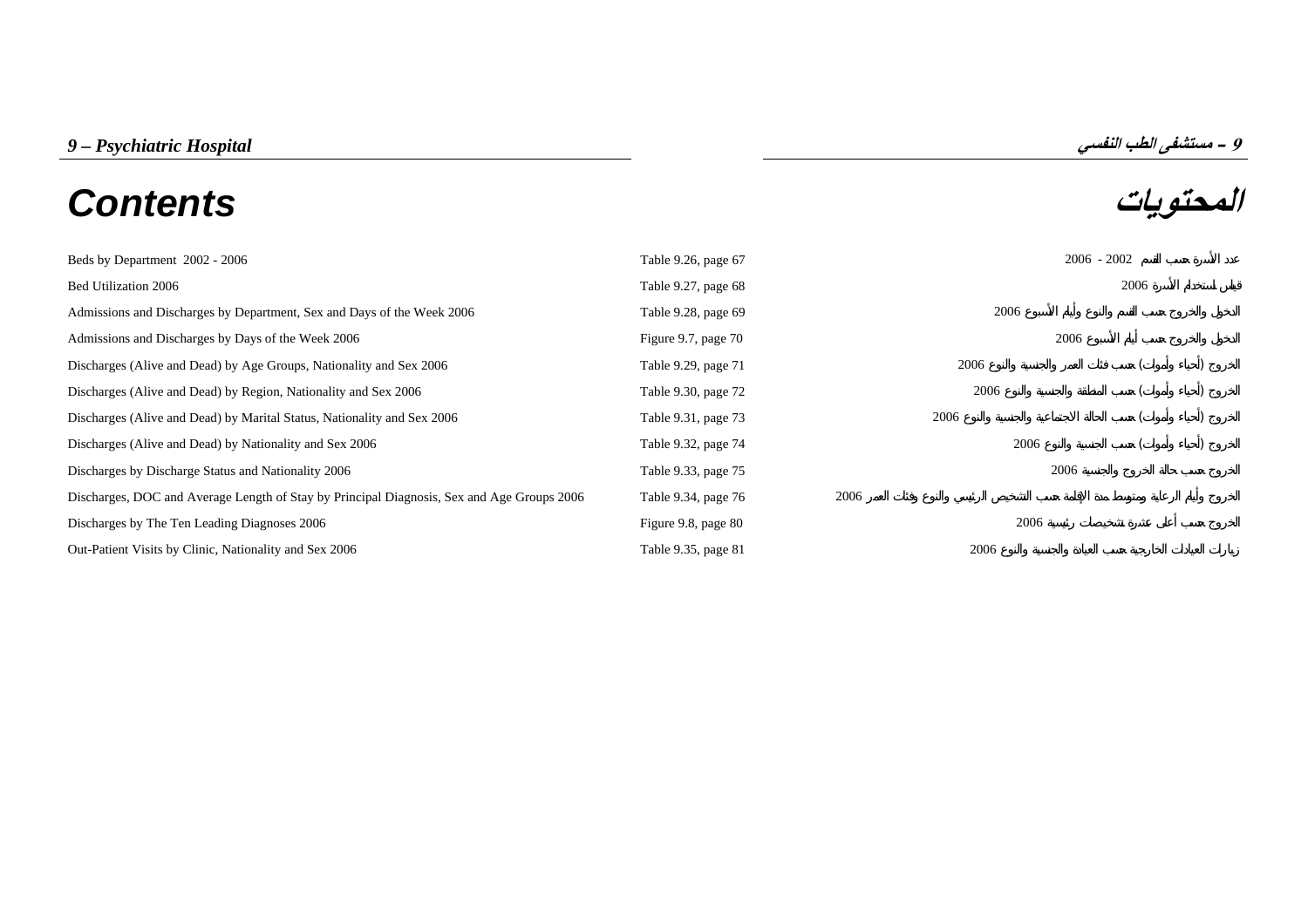*9 – Psychiatric Hospital* | *9 – مستشفى الطب النفسي*

# Contents

# المحتويات

| Contents | Reference | المحتويات |
|---|---|---|
| Beds by Department 2002 - 2006 | Table 9.26, page 67 | عدد الأسرة حسب القسم 2002 - 2006 |
| Bed Utilization 2006 | Table 9.27, page 68 | قياس استخدام الأسرة 2006 |
| Admissions and Discharges by Department, Sex and Days of the Week 2006 | Table 9.28, page 69 | الدخول والخروج حسب القسم والنوع وأيام الأسبوع 2006 |
| Admissions and Discharges by Days of the Week 2006 | Figure 9.7, page 70 | الدخول والخروج حسب أيام الأسبوع 2006 |
| Discharges (Alive and Dead) by Age Groups, Nationality and Sex 2006 | Table 9.29, page 71 | الخروج (أحياء وأموات) حسب فئات العمر والجنسية والنوع 2006 |
| Discharges (Alive and Dead) by Region, Nationality and Sex 2006 | Table 9.30, page 72 | الخروج (أحياء وأموات) حسب المنطقة والجنسية والنوع 2006 |
| Discharges (Alive and Dead) by Marital Status, Nationality and Sex 2006 | Table 9.31, page 73 | الخروج (أحياء وأموات) حسب الحالة الاجتماعية والجنسية والنوع 2006 |
| Discharges (Alive and Dead) by Nationality and Sex 2006 | Table 9.32, page 74 | الخروج (أحياء وأموات) حسب الجنسية والنوع 2006 |
| Discharges by Discharge Status and Nationality 2006 | Table 9.33, page 75 | الخروج حسب حالة الخروج والجنسية 2006 |
| Discharges, DOC and Average Length of Stay by Principal Diagnosis, Sex and Age Groups 2006 | Table 9.34, page 76 | الخروج وأيام الرعاية ومتوسط مدة الإقامة حسب التشخيص الرئيسي والنوع وفئات العمر 2006 |
| Discharges by The Ten Leading Diagnoses 2006 | Figure 9.8, page 80 | الخروج حسب أعلى عشرة تشخيصات رئيسية 2006 |
| Out-Patient Visits by Clinic, Nationality and Sex 2006 | Table 9.35, page 81 | زيارات العيادات الخارجية حسب العيادة والجنسية والنوع 2006 |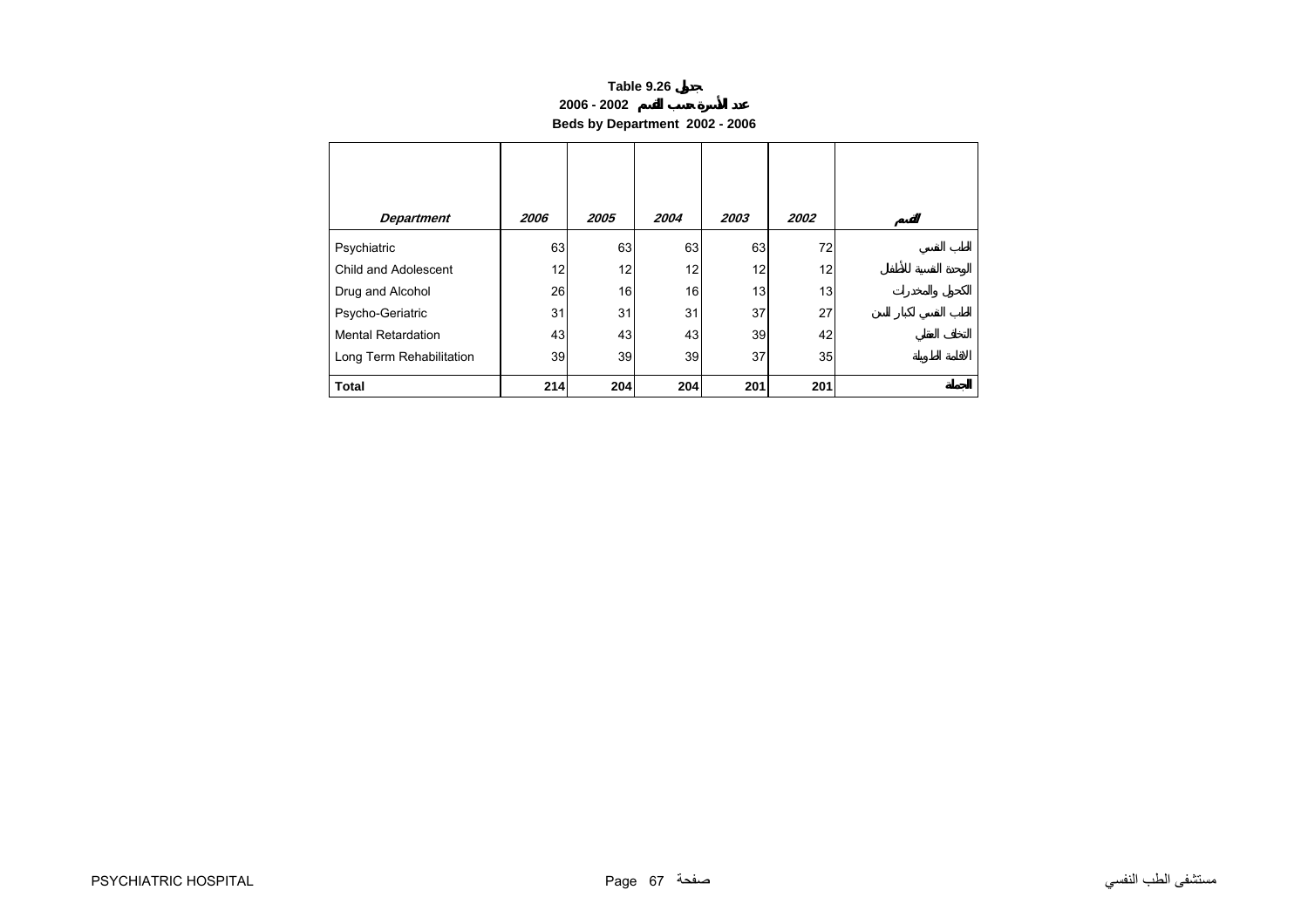**Table 9.26 جدول**

**2006 - 2002 عدد الأسرة حسب القسم**

**Beds by Department 2002 - 2006**

| *Department* | *2006* | *2005* | *2004* | *2003* | *2002* | القسم |
|---|---|---|---|---|---|---|
| Psychiatric | 63 | 63 | 63 | 63 | 72 | الطب النفسي |
| Child and Adolescent | 12 | 12 | 12 | 12 | 12 | الوحدة النفسية للأطفال |
| Drug and Alcohol | 26 | 16 | 16 | 13 | 13 | الكحول والمخدرات |
| Psycho-Geriatric | 31 | 31 | 31 | 37 | 27 | الطب النفسي لكبار السن |
| Mental Retardation | 43 | 43 | 43 | 39 | 42 | التخلف العقلي |
| Long Term Rehabilitation | 39 | 39 | 39 | 37 | 35 | الاقامة الطويلة |
| **Total** | **214** | **204** | **204** | **201** | **201** | **الجملة** |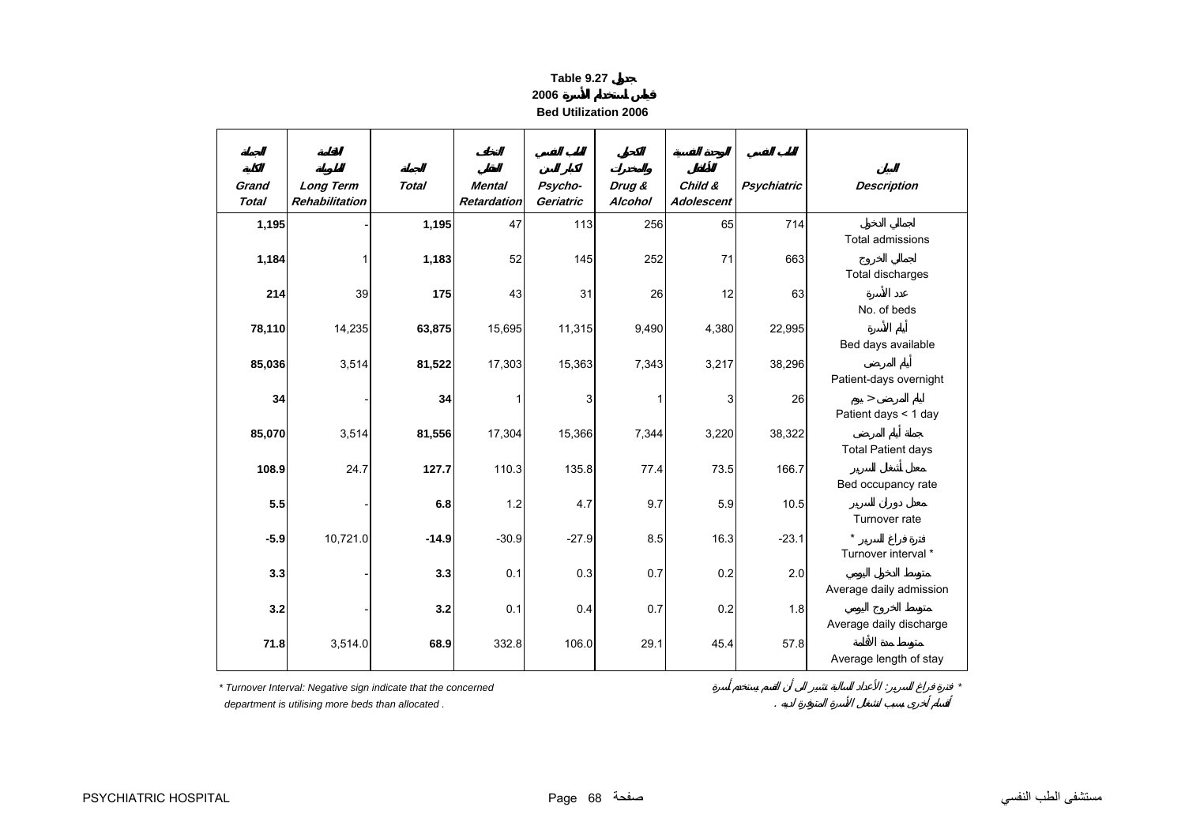# Table 9.27 جدول

## 2006 قياس استخدام الأسرة

## Bed Utilization 2006

| الجملة الكلية Grand Total | التأهيل الطويل Long Term Rehabilitation | الجملة Total | التخلف العقلي Mental Retardation | الطب النفسي لكبار السن Psycho-Geriatric | الكحول والمخدرات Drug & Alcohol | الوحدة النفسية للأطفال Child & Adolescent | الطب النفسي Psychiatric | البيان Description |
|---|---|---|---|---|---|---|---|---|
| **1,195** | - | **1,195** | 47 | 113 | 256 | 65 | 714 | إجمالي الدخول Total admissions |
| **1,184** | 1 | **1,183** | 52 | 145 | 252 | 71 | 663 | إجمالي الخروج Total discharges |
| **214** | 39 | **175** | 43 | 31 | 26 | 12 | 63 | عدد الأسرة No. of beds |
| **78,110** | 14,235 | **63,875** | 15,695 | 11,315 | 9,490 | 4,380 | 22,995 | أيام الأسرة Bed days available |
| **85,036** | 3,514 | **81,522** | 17,303 | 15,363 | 7,343 | 3,217 | 38,296 | أيام المرضى Patient-days overnight |
| **34** | - | **34** | 1 | 3 | 1 | 3 | 26 | أيام المرضى < يوم Patient days < 1 day |
| **85,070** | 3,514 | **81,556** | 17,304 | 15,366 | 7,344 | 3,220 | 38,322 | جملة أيام المرضى Total Patient days |
| **108.9** | 24.7 | **127.7** | 110.3 | 135.8 | 77.4 | 73.5 | 166.7 | معدل أشغال السرير Bed occupancy rate |
| **5.5** | - | **6.8** | 1.2 | 4.7 | 9.7 | 5.9 | 10.5 | معدل دوران السرير Turnover rate |
| **-5.9** | 10,721.0 | **-14.9** | -30.9 | -27.9 | 8.5 | 16.3 | -23.1 | فترة فراغ السرير * Turnover interval * |
| **3.3** | - | **3.3** | 0.1 | 0.3 | 0.7 | 0.2 | 2.0 | متوسط الدخول اليومي Average daily admission |
| **3.2** | - | **3.2** | 0.1 | 0.4 | 0.7 | 0.2 | 1.8 | متوسط الخروج اليومي Average daily discharge |
| **71.8** | 3,514.0 | **68.9** | 332.8 | 106.0 | 29.1 | 45.4 | 57.8 | متوسط مدة الأقامة Average length of stay |

*\* Turnover Interval: Negative sign indicate that the concerned department is utilising more beds than allocated .*

*\* فترة فراغ السرير: الأعداد السالبة تشير الى أن القسم يستخدم أسرة أقسام أخرى بسبب أشغال الأسرة المتوفرة لديه .*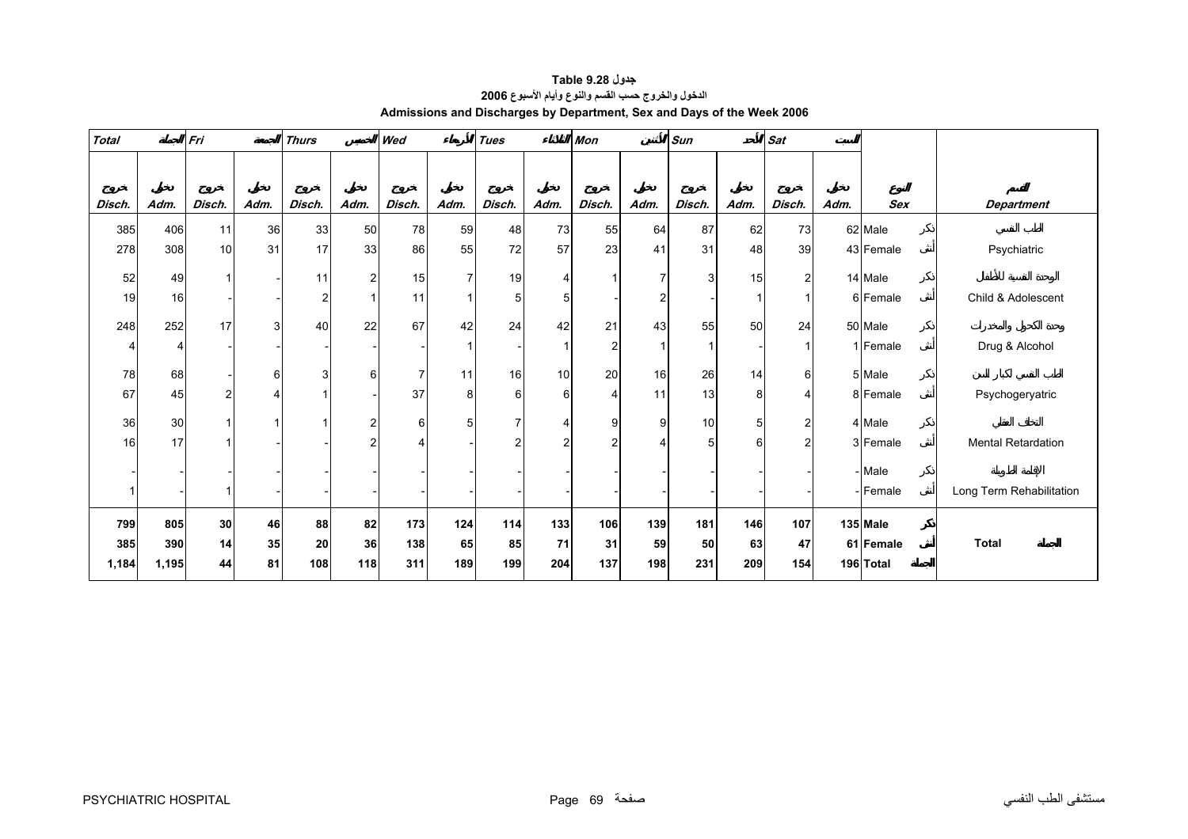**Table 9.28 جدول**

**الدخول والخروج حسب القسم والنوع وأيام الأسبوع 2006**

**Admissions and Discharges by Department, Sex and Days of the Week 2006**

| Total المجموع | | Fri الجمعة | | Thurs الخميس | | Wed الأربعاء | | Tues الثلاثاء | | Mon الأثنين | | Sun الأحد | | Sat السبت | | | |
|---|---|---|---|---|---|---|---|---|---|---|---|---|---|---|---|---|---|
| خروج Disch. | دخول Adm. | خروج Disch. | دخول Adm. | خروج Disch. | دخول Adm. | خروج Disch. | دخول Adm. | خروج Disch. | دخول Adm. | خروج Disch. | دخول Adm. | خروج Disch. | دخول Adm. | خروج Disch. | دخول Adm. | النوع Sex | القسم Department |
| 385 | 406 | 11 | 36 | 33 | 50 | 78 | 59 | 48 | 73 | 55 | 64 | 87 | 62 | 73 | 62 | Male ذكر | الطب النفسي |
| 278 | 308 | 10 | 31 | 17 | 33 | 86 | 55 | 72 | 57 | 23 | 41 | 31 | 48 | 39 | 43 | Female أنثى | Psychiatric |
| 52 | 49 | 1 | - | 11 | 2 | 15 | 7 | 19 | 4 | 1 | 7 | 3 | 15 | 2 | 14 | Male ذكر | الوحدة النفسية للأطفال |
| 19 | 16 | - | - | 2 | 1 | 11 | 1 | 5 | 5 | - | 2 | - | 1 | 1 | 6 | Female أنثى | Child & Adolescent |
| 248 | 252 | 17 | 3 | 40 | 22 | 67 | 42 | 24 | 42 | 21 | 43 | 55 | 50 | 24 | 50 | Male ذكر | وحدة الكحول والمخدرات |
| 4 | 4 | - | - | - | - | - | 1 | - | 1 | 2 | 1 | 1 | - | 1 | 1 | Female أنثى | Drug & Alcohol |
| 78 | 68 | - | 6 | 3 | 6 | 7 | 11 | 16 | 10 | 20 | 16 | 26 | 14 | 6 | 5 | Male ذكر | الطب النفسي لكبار السن |
| 67 | 45 | 2 | 4 | 1 | - | 37 | 8 | 6 | 6 | 4 | 11 | 13 | 8 | 4 | 8 | Female أنثى | Psychogeryatric |
| 36 | 30 | 1 | 1 | 1 | 2 | 6 | 5 | 7 | 4 | 9 | 9 | 10 | 5 | 2 | 4 | Male ذكر | التخلف العقلي |
| 16 | 17 | 1 | - | - | 2 | 4 | - | 2 | 2 | 2 | 4 | 5 | 6 | 2 | 3 | Female أنثى | Mental Retardation |
| - | - | - | - | - | - | - | - | - | - | - | - | - | - | - | - | Male ذكر | الإقامة الطويلة |
| 1 | - | 1 | - | - | - | - | - | - | - | - | - | - | - | - | - | Female أنثى | Long Term Rehabilitation |
| **799** | **805** | **30** | **46** | **88** | **82** | **173** | **124** | **114** | **133** | **106** | **139** | **181** | **146** | **107** | **135** | **Male ذكر** | |
| **385** | **390** | **14** | **35** | **20** | **36** | **138** | **65** | **85** | **71** | **31** | **59** | **50** | **63** | **47** | **61** | **Female أنثى** | **Total المجموع** |
| **1,184** | **1,195** | **44** | **81** | **108** | **118** | **311** | **189** | **199** | **204** | **137** | **198** | **231** | **209** | **154** | **196** | **Total المجموع** | |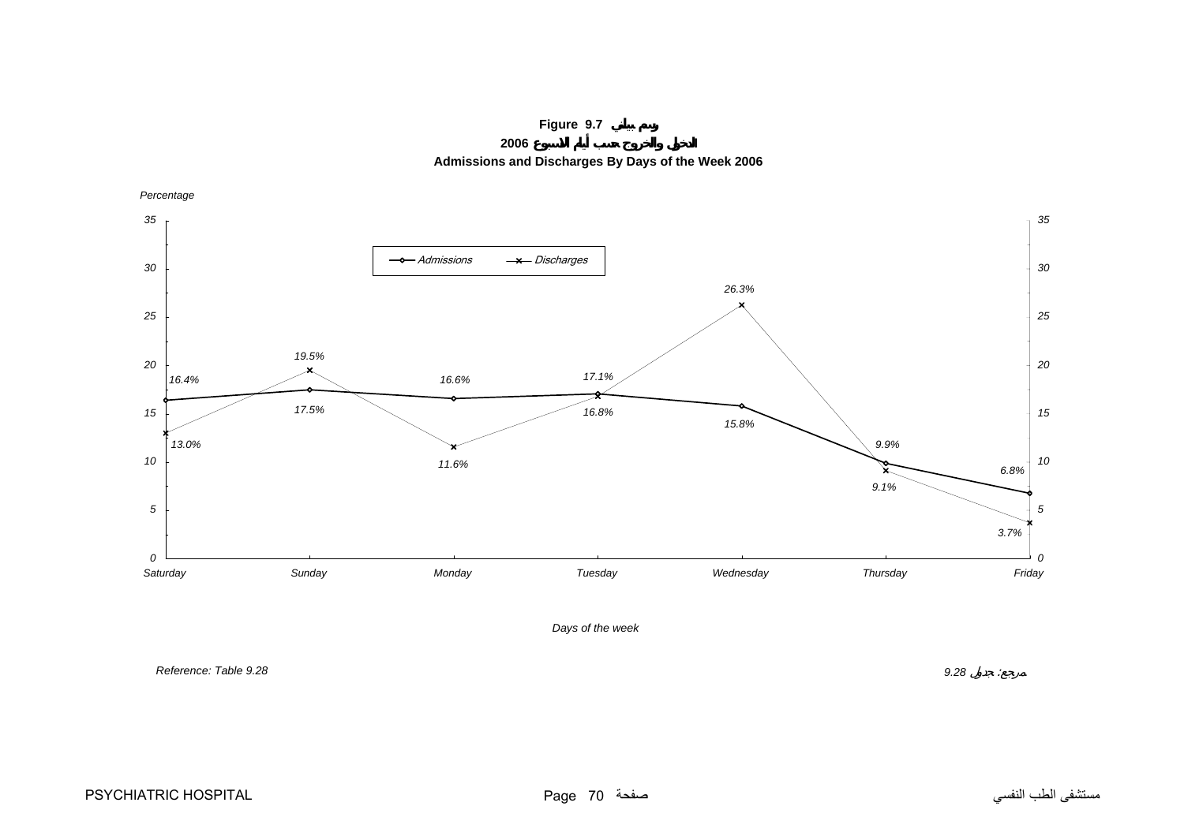**Figure 9.7 رسم بياني**

**الدخول والخروج حسب أيام الاسبوع 2006**

**Admissions and Discharges By Days of the Week 2006**

| Days of the week | Admissions (%) | Discharges (%) |
|---|---|---|
| Saturday | 16.4% | 13.0% |
| Sunday | 17.5% | 19.5% |
| Monday | 16.6% | 11.6% |
| Tuesday | 17.1% | 16.8% |
| Wednesday | 15.8% | 26.3% |
| Thursday | 9.9% | 9.1% |
| Friday | 6.8% | 3.7% |

*Reference: Table 9.28* — مرجع: جدول 9.28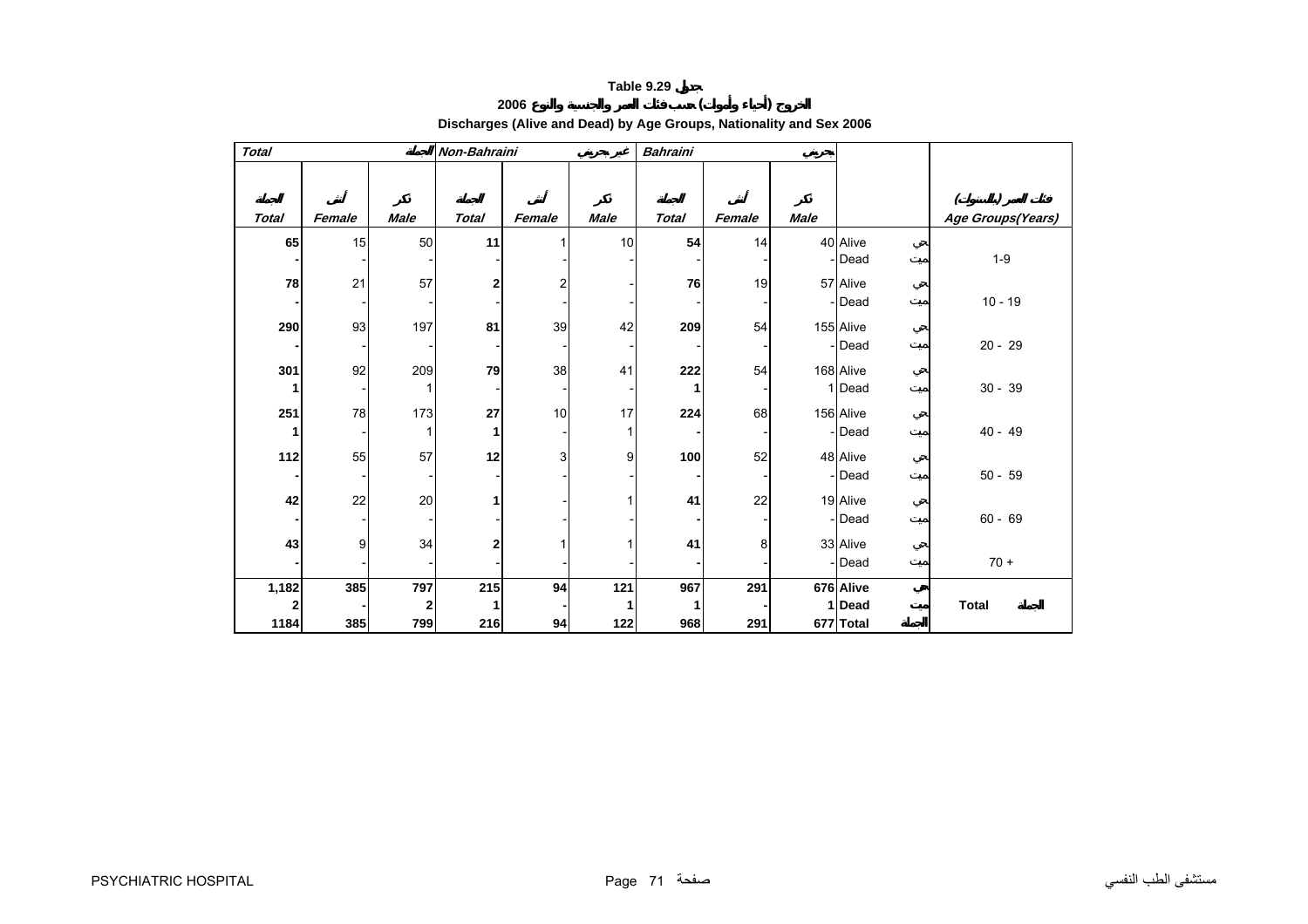**Table 9.29 جدول**

**الخروج (أحياء وأموات) حسب فئات العمر والجنسية والنوع 2006**

**Discharges (Alive and Dead) by Age Groups, Nationality and Sex 2006**

| Total الجملة | | | Non-Bahraini غير بحريني | | | Bahraini بحريني | | | | |
|---|---|---|---|---|---|---|---|---|---|---|
| الجملة Total | أنثى Female | ذكر Male | الجملة Total | أنثى Female | ذكر Male | الجملة Total | أنثى Female | ذكر Male | | فئات العمر (بالسنوات) Age Groups(Years) |
| **65** | 15 | 50 | **11** | 1 | 10 | **54** | 14 | 40 | Alive حي | 1-9 |
| **-** | - | - | - | - | - | - | - | - | Dead ميت | |
| **78** | 21 | 57 | **2** | 2 | - | **76** | 19 | 57 | Alive حي | 10 - 19 |
| **-** | - | - | - | - | - | - | - | - | Dead ميت | |
| **290** | 93 | 197 | **81** | 39 | 42 | **209** | 54 | 155 | Alive حي | 20 - 29 |
| **-** | - | - | - | - | - | - | - | - | Dead ميت | |
| **301** | 92 | 209 | **79** | 38 | 41 | **222** | 54 | 168 | Alive حي | 30 - 39 |
| **1** | - | 1 | - | - | - | **1** | - | 1 | Dead ميت | |
| **251** | 78 | 173 | **27** | 10 | 17 | **224** | 68 | 156 | Alive حي | 40 - 49 |
| **1** | - | 1 | **1** | - | 1 | **-** | - | - | Dead ميت | |
| **112** | 55 | 57 | **12** | 3 | 9 | **100** | 52 | 48 | Alive حي | 50 - 59 |
| **-** | - | - | - | - | - | **-** | - | - | Dead ميت | |
| **42** | 22 | 20 | **1** | - | 1 | **41** | 22 | 19 | Alive حي | 60 - 69 |
| **-** | - | - | - | - | - | **-** | - | - | Dead ميت | |
| **43** | 9 | 34 | **2** | 1 | 1 | **41** | 8 | 33 | Alive حي | 70 + |
| **-** | - | - | - | - | - | **-** | - | - | Dead ميت | |
| **1,182** | **385** | **797** | **215** | **94** | **121** | **967** | **291** | **676** | **Alive حي** | **Total الجملة** |
| **2** | **-** | **2** | **1** | **-** | **1** | **1** | **-** | **1** | **Dead ميت** | |
| **1184** | **385** | **799** | **216** | **94** | **122** | **968** | **291** | **677** | **Total الجملة** | |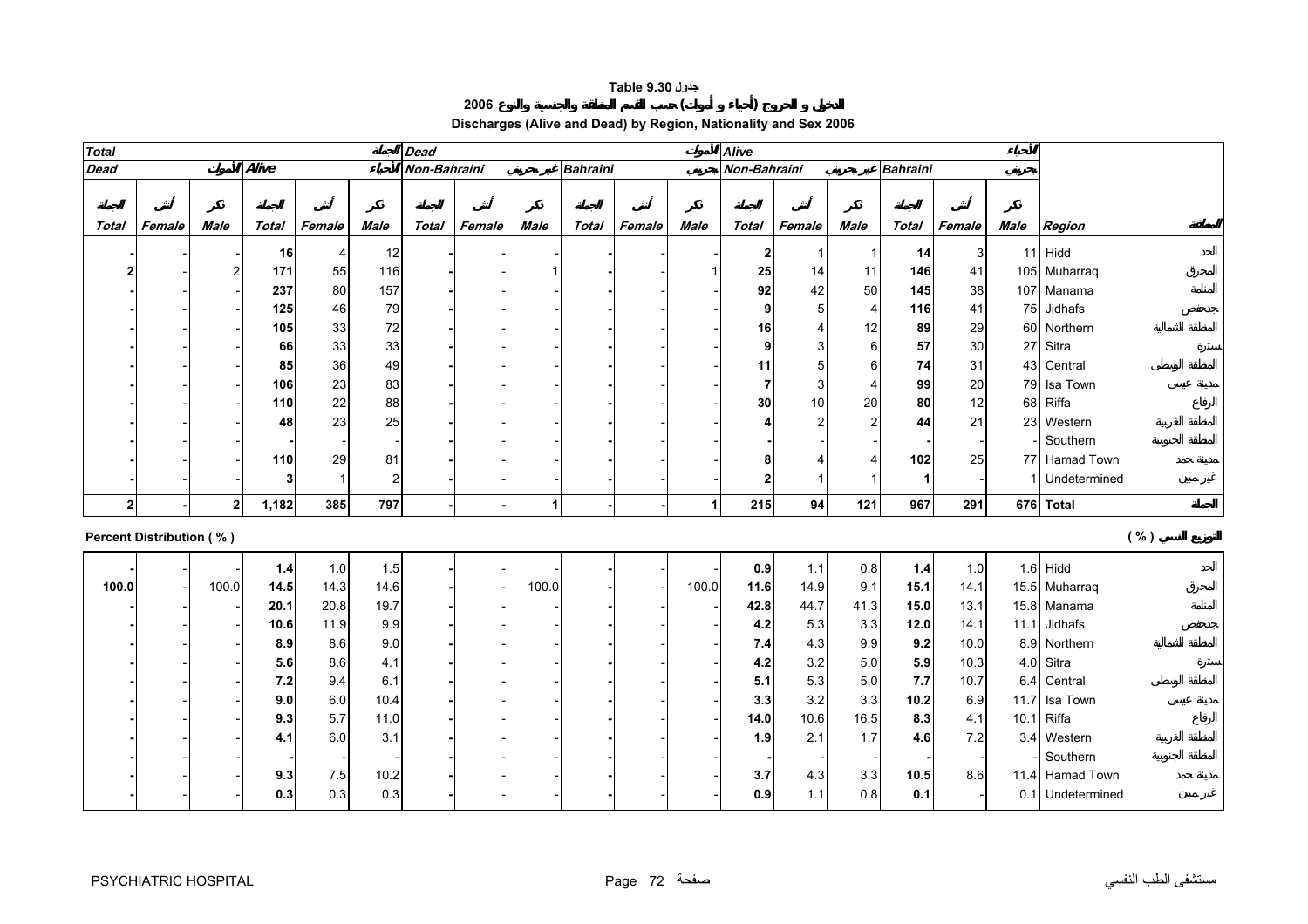**Table 9.30 جدول**

**الدخول و الخروج (أحياء و أموات) حسب المنطقة والجنسية والنوع 2006**

**Discharges (Alive and Dead) by Region, Nationality and Sex 2006**

| Total الجملة | | | | | | Dead الأموات | | | | | | Alive الأحياء | | | | | | | |
|---|---|---|---|---|---|---|---|---|---|---|---|---|---|---|---|---|---|---|---|
| Dead الأموات | | | Alive الأحياء | | | Non-Bahraini غير بحريني | | | Bahraini بحريني | | | Non-Bahraini غير بحريني | | | Bahraini بحريني | | | | |
| Total الجملة | Female أنثى | Male ذكر | Total الجملة | Female أنثى | Male ذكر | Total الجملة | Female أنثى | Male ذكر | Total الجملة | Female أنثى | Male ذكر | Total الجملة | Female أنثى | Male ذكر | Total الجملة | Female أنثى | Male ذكر | Region | المنطقة |
| - | - | - | 16 | 4 | 12 | - | - | - | - | - | - | 2 | 1 | 1 | 14 | 3 | 11 | Hidd | الحد |
| 2 | - | 2 | 171 | 55 | 116 | - | - | 1 | - | - | 1 | 25 | 14 | 11 | 146 | 41 | 105 | Muharraq | المحرق |
| - | - | - | 237 | 80 | 157 | - | - | - | - | - | - | 92 | 42 | 50 | 145 | 38 | 107 | Manama | المنامة |
| - | - | - | 125 | 46 | 79 | - | - | - | - | - | - | 9 | 5 | 4 | 116 | 41 | 75 | Jidhafs | جدحفص |
| - | - | - | 105 | 33 | 72 | - | - | - | - | - | - | 16 | 4 | 12 | 89 | 29 | 60 | Northern | المنطقة الشمالية |
| - | - | - | 66 | 33 | 33 | - | - | - | - | - | - | 9 | 3 | 6 | 57 | 30 | 27 | Sitra | سترة |
| - | - | - | 85 | 36 | 49 | - | - | - | - | - | - | 11 | 5 | 6 | 74 | 31 | 43 | Central | المنطقة الوسطى |
| - | - | - | 106 | 23 | 83 | - | - | - | - | - | - | 7 | 3 | 4 | 99 | 20 | 79 | Isa Town | مدينة عيسى |
| - | - | - | 110 | 22 | 88 | - | - | - | - | - | - | 30 | 10 | 20 | 80 | 12 | 68 | Riffa | الرفاع |
| - | - | - | 48 | 23 | 25 | - | - | - | - | - | - | 4 | 2 | 2 | 44 | 21 | 23 | Western | المنطقة الغربية |
| - | - | - | - | - | - | - | - | - | - | - | - | - | - | - | - | - | - | Southern | المنطقة الجنوبية |
| - | - | - | 110 | 29 | 81 | - | - | - | - | - | - | 8 | 4 | 4 | 102 | 25 | 77 | Hamad Town | مدينة حمد |
| - | - | - | 3 | 1 | 2 | - | - | - | - | - | - | 2 | 1 | 1 | 1 | - | 1 | Undetermined | غير مبين |
| 2 | - | 2 | 1,182 | 385 | 797 | - | - | 1 | - | - | 1 | 215 | 94 | 121 | 967 | 291 | 676 | Total | الجملة |

**Percent Distribution ( % )** **التوزيع النسبي ( % )**

| Total الجملة | Female أنثى | Male ذكر | Total الجملة | Female أنثى | Male ذكر | Total الجملة | Female أنثى | Male ذكر | Total الجملة | Female أنثى | Male ذكر | Total الجملة | Female أنثى | Male ذكر | Total الجملة | Female أنثى | Male ذكر | Region | المنطقة |
|---|---|---|---|---|---|---|---|---|---|---|---|---|---|---|---|---|---|---|---|
| - | - | - | 1.4 | 1.0 | 1.5 | - | - | - | - | - | - | 0.9 | 1.1 | 0.8 | 1.4 | 1.0 | 1.6 | Hidd | الحد |
| 100.0 | - | 100.0 | 14.5 | 14.3 | 14.6 | - | - | 100.0 | - | - | 100.0 | 11.6 | 14.9 | 9.1 | 15.1 | 14.1 | 15.5 | Muharraq | المحرق |
| - | - | - | 20.1 | 20.8 | 19.7 | - | - | - | - | - | - | 42.8 | 44.7 | 41.3 | 15.0 | 13.1 | 15.8 | Manama | المنامة |
| - | - | - | 10.6 | 11.9 | 9.9 | - | - | - | - | - | - | 4.2 | 5.3 | 3.3 | 12.0 | 14.1 | 11.1 | Jidhafs | جدحفص |
| - | - | - | 8.9 | 8.6 | 9.0 | - | - | - | - | - | - | 7.4 | 4.3 | 9.9 | 9.2 | 10.0 | 8.9 | Northern | المنطقة الشمالية |
| - | - | - | 5.6 | 8.6 | 4.1 | - | - | - | - | - | - | 4.2 | 3.2 | 5.0 | 5.9 | 10.3 | 4.0 | Sitra | سترة |
| - | - | - | 7.2 | 9.4 | 6.1 | - | - | - | - | - | - | 5.1 | 5.3 | 5.0 | 7.7 | 10.7 | 6.4 | Central | المنطقة الوسطى |
| - | - | - | 9.0 | 6.0 | 10.4 | - | - | - | - | - | - | 3.3 | 3.2 | 3.3 | 10.2 | 6.9 | 11.7 | Isa Town | مدينة عيسى |
| - | - | - | 9.3 | 5.7 | 11.0 | - | - | - | - | - | - | 14.0 | 10.6 | 16.5 | 8.3 | 4.1 | 10.1 | Riffa | الرفاع |
| - | - | - | 4.1 | 6.0 | 3.1 | - | - | - | - | - | - | 1.9 | 2.1 | 1.7 | 4.6 | 7.2 | 3.4 | Western | المنطقة الغربية |
| - | - | - | - | - | - | - | - | - | - | - | - | - | - | - | - | - | - | Southern | المنطقة الجنوبية |
| - | - | - | 9.3 | 7.5 | 10.2 | - | - | - | - | - | - | 3.7 | 4.3 | 3.3 | 10.5 | 8.6 | 11.4 | Hamad Town | مدينة حمد |
| - | - | - | 0.3 | 0.3 | 0.3 | - | - | - | - | - | - | 0.9 | 1.1 | 0.8 | 0.1 | - | 0.1 | Undetermined | غير مبين |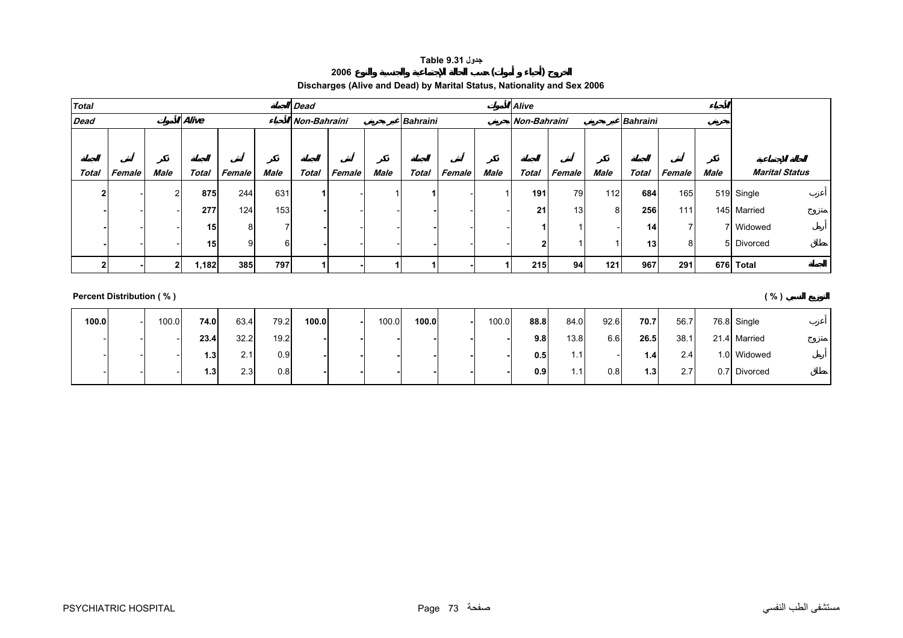# Table 9.31 جدول

## الخروج (أحياء و أموات) حسب الحالة الاجتماعية والجنسية والنوع 2006

## Discharges (Alive and Dead) by Marital Status, Nationality and Sex 2006

| Total الجملة | | | | | | Dead الأموات | | | | | | Alive الأحياء | | | | | | | |
|---|---|---|---|---|---|---|---|---|---|---|---|---|---|---|---|---|---|---|---|
| Dead الأموات | | | Alive الأحياء | | | Non-Bahraini غير بحريني | | | Bahraini بحريني | | | Non-Bahraini غير بحريني | | | Bahraini بحريني | | | | |
| الجملة Total | أنثى Female | ذكر Male | الجملة Total | أنثى Female | ذكر Male | الجملة Total | أنثى Female | ذكر Male | الجملة Total | أنثى Female | ذكر Male | الجملة Total | أنثى Female | ذكر Male | الجملة Total | أنثى Female | ذكر Male | الحالة الاجتماعية Marital Status | |
| 2 | - | 2 | 875 | 244 | 631 | 1 | - | 1 | 1 | - | 1 | 191 | 79 | 112 | 684 | 165 | 519 | Single | أعزب |
| - | - | - | 277 | 124 | 153 | - | - | - | - | - | - | 21 | 13 | 8 | 256 | 111 | 145 | Married | متزوج |
| - | - | - | 15 | 8 | 7 | - | - | - | - | - | - | 1 | 1 | - | 14 | 7 | 7 | Widowed | أرمل |
| - | - | - | 15 | 9 | 6 | - | - | - | - | - | - | 2 | 1 | 1 | 13 | 8 | 5 | Divorced | مطلق |
| 2 | - | 2 | 1,182 | 385 | 797 | 1 | - | 1 | 1 | - | 1 | 215 | 94 | 121 | 967 | 291 | 676 | Total | الجملة |

**Percent Distribution ( % )** **التوزيع النسبي ( % )**

| | | | | | | | | | | | | | | | | | | | |
|---|---|---|---|---|---|---|---|---|---|---|---|---|---|---|---|---|---|---|---|
| 100.0 | - | 100.0 | 74.0 | 63.4 | 79.2 | 100.0 | - | 100.0 | 100.0 | - | 100.0 | 88.8 | 84.0 | 92.6 | 70.7 | 56.7 | 76.8 | Single | أعزب |
| - | - | - | 23.4 | 32.2 | 19.2 | - | - | - | - | - | - | 9.8 | 13.8 | 6.6 | 26.5 | 38.1 | 21.4 | Married | متزوج |
| - | - | - | 1.3 | 2.1 | 0.9 | - | - | - | - | - | - | 0.5 | 1.1 | - | 1.4 | 2.4 | 1.0 | Widowed | أرمل |
| - | - | - | 1.3 | 2.3 | 0.8 | - | - | - | - | - | - | 0.9 | 1.1 | 0.8 | 1.3 | 2.7 | 0.7 | Divorced | مطلق |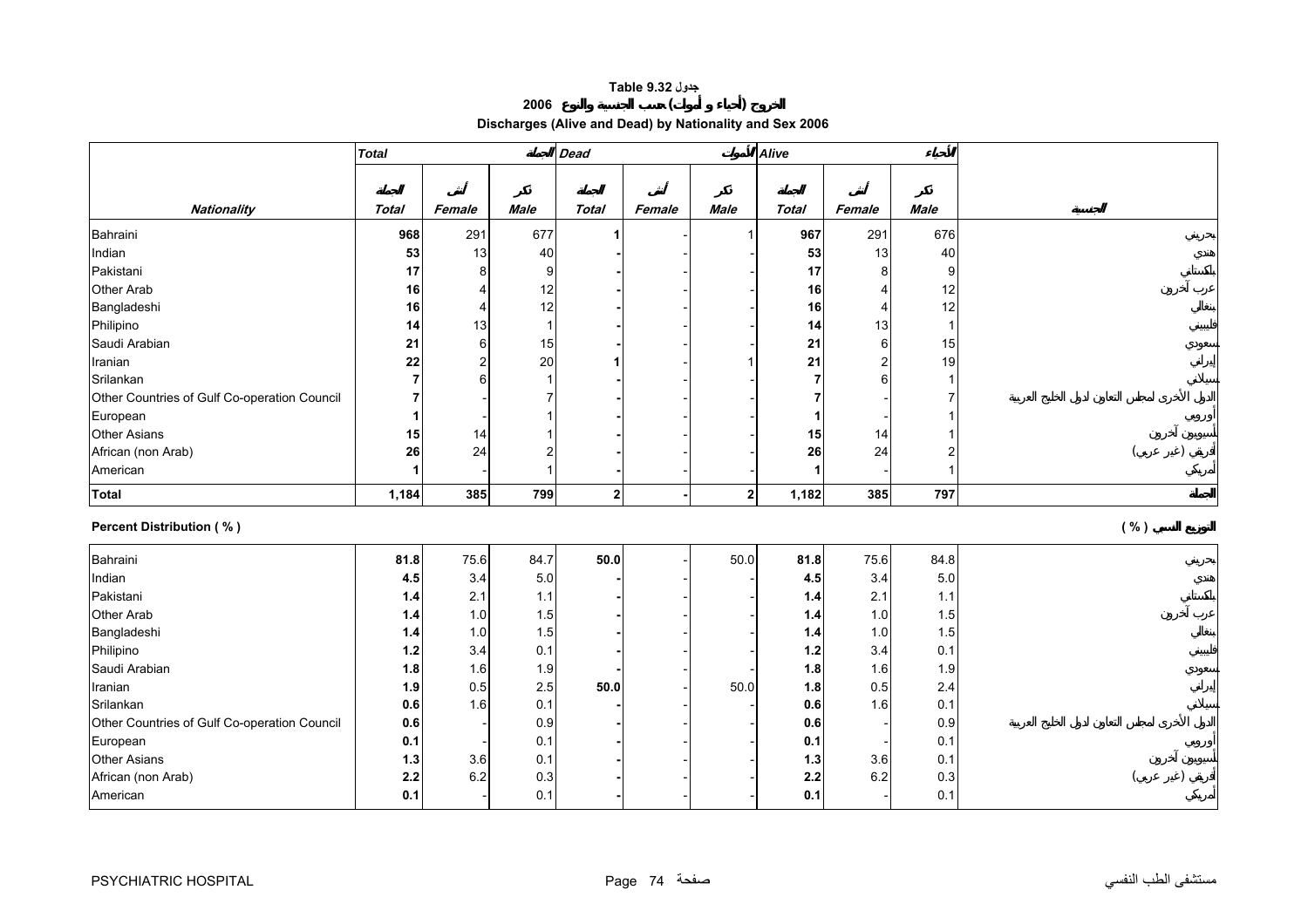# Table 9.32 جدول

## الخروج (أحياء و أموات) حسب الجنسية والنوع 2006

## Discharges (Alive and Dead) by Nationality and Sex 2006

| | Total | | الجملة | Dead | | الأموات | Alive | | الأحياء | |
|---|---|---|---|---|---|---|---|---|---|---|
| | الجملة | أنثى | ذكر | الجملة | أنثى | ذكر | الجملة | أنثى | ذكر | |
| **Nationality** | **Total** | **Female** | **Male** | **Total** | **Female** | **Male** | **Total** | **Female** | **Male** | **الجنسية** |
| Bahraini | **968** | 291 | 677 | **1** | - | 1 | **967** | 291 | 676 | بحريني |
| Indian | **53** | 13 | 40 | **-** | - | - | **53** | 13 | 40 | هندي |
| Pakistani | **17** | 8 | 9 | **-** | - | - | **17** | 8 | 9 | باكستاني |
| Other Arab | **16** | 4 | 12 | **-** | - | - | **16** | 4 | 12 | عرب آخرون |
| Bangladeshi | **16** | 4 | 12 | **-** | - | - | **16** | 4 | 12 | بنغالي |
| Philipino | **14** | 13 | 1 | **-** | - | - | **14** | 13 | 1 | فلبيني |
| Saudi Arabian | **21** | 6 | 15 | **-** | - | - | **21** | 6 | 15 | سعودي |
| Iranian | **22** | 2 | 20 | **1** | - | 1 | **21** | 2 | 19 | إيراني |
| Srilankan | **7** | 6 | 1 | **-** | - | - | **7** | 6 | 1 | سيلاني |
| Other Countries of Gulf Co-operation Council | **7** | - | 7 | **-** | - | - | **7** | - | 7 | الدول الأخرى لمجلس التعاون لدول الخليج العربية |
| European | **1** | - | 1 | **-** | - | - | **1** | - | 1 | أوروبي |
| Other Asians | **15** | 14 | 1 | **-** | - | - | **15** | 14 | 1 | آسيويون آخرون |
| African (non Arab) | **26** | 24 | 2 | **-** | - | - | **26** | 24 | 2 | أفريقي (غير عربي) |
| American | **1** | - | 1 | **-** | - | - | **1** | - | 1 | أمريكي |
| **Total** | **1,184** | **385** | **799** | **2** | **-** | **2** | **1,182** | **385** | **797** | **الجملة** |

**Percent Distribution ( % )** **التوزيع النسبي ( % )**

| Nationality | Total | Female | Male | Total | Female | Male | Total | Female | Male | الجنسية |
|---|---|---|---|---|---|---|---|---|---|---|
| Bahraini | **81.8** | 75.6 | 84.7 | **50.0** | - | 50.0 | **81.8** | 75.6 | 84.8 | بحريني |
| Indian | **4.5** | 3.4 | 5.0 | **-** | - | - | **4.5** | 3.4 | 5.0 | هندي |
| Pakistani | **1.4** | 2.1 | 1.1 | **-** | - | - | **1.4** | 2.1 | 1.1 | باكستاني |
| Other Arab | **1.4** | 1.0 | 1.5 | **-** | - | - | **1.4** | 1.0 | 1.5 | عرب آخرون |
| Bangladeshi | **1.4** | 1.0 | 1.5 | **-** | - | - | **1.4** | 1.0 | 1.5 | بنغالي |
| Philipino | **1.2** | 3.4 | 0.1 | **-** | - | - | **1.2** | 3.4 | 0.1 | فلبيني |
| Saudi Arabian | **1.8** | 1.6 | 1.9 | **-** | - | - | **1.8** | 1.6 | 1.9 | سعودي |
| Iranian | **1.9** | 0.5 | 2.5 | **50.0** | - | 50.0 | **1.8** | 0.5 | 2.4 | إيراني |
| Srilankan | **0.6** | 1.6 | 0.1 | **-** | - | - | **0.6** | 1.6 | 0.1 | سيلاني |
| Other Countries of Gulf Co-operation Council | **0.6** | - | 0.9 | **-** | - | - | **0.6** | - | 0.9 | الدول الأخرى لمجلس التعاون لدول الخليج العربية |
| European | **0.1** | - | 0.1 | **-** | - | - | **0.1** | - | 0.1 | أوروبي |
| Other Asians | **1.3** | 3.6 | 0.1 | **-** | - | - | **1.3** | 3.6 | 0.1 | آسيويون آخرون |
| African (non Arab) | **2.2** | 6.2 | 0.3 | **-** | - | - | **2.2** | 6.2 | 0.3 | أفريقي (غير عربي) |
| American | **0.1** | - | 0.1 | **-** | - | - | **0.1** | - | 0.1 | أمريكي |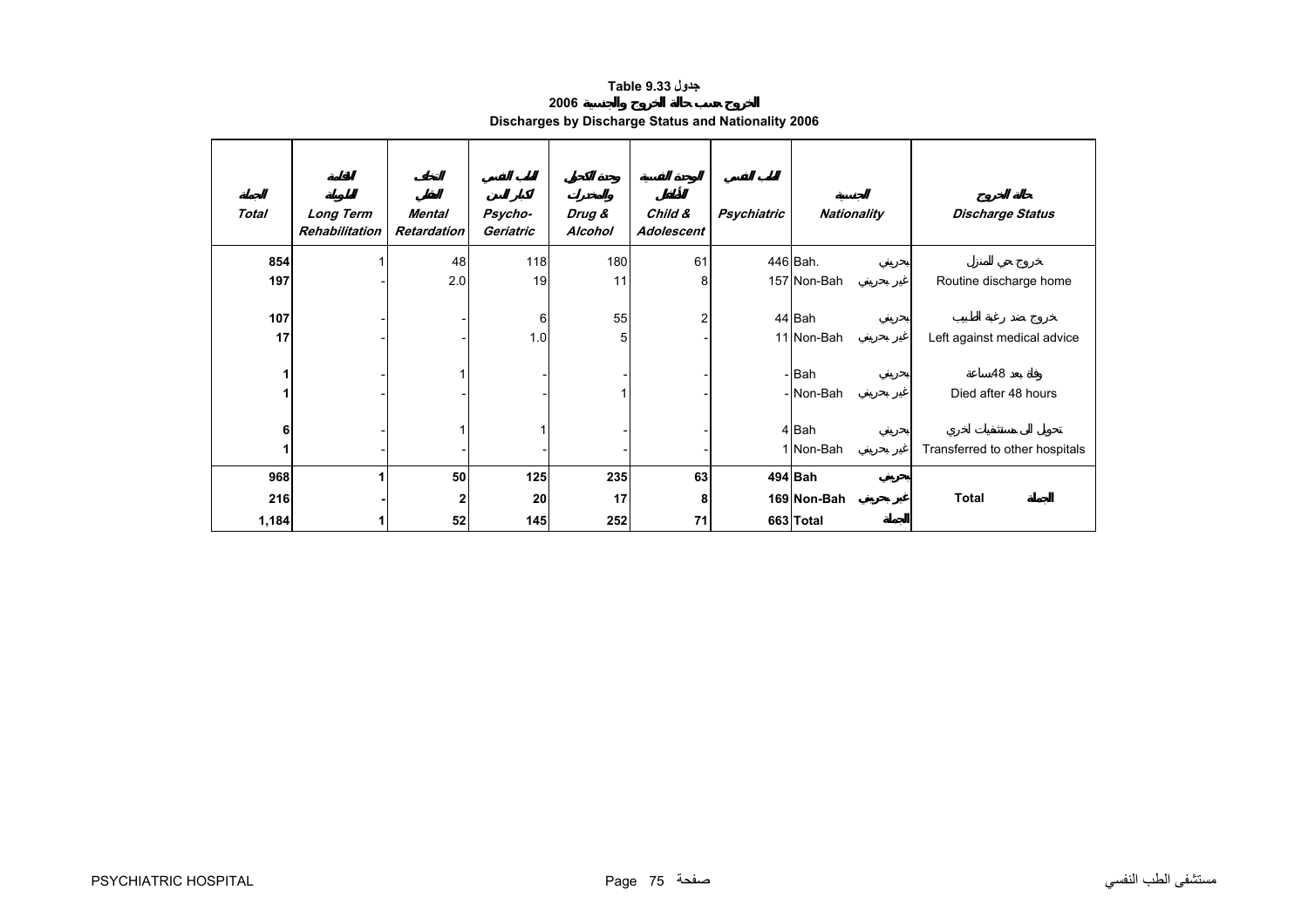# Table 9.33 جدول

## الخروج حسب حالة الخروج والجنسية 2006

## Discharges by Discharge Status and Nationality 2006

| الجملة Total | الإقامة الطويلة Long Term Rehabilitation | التخلف العقلي Mental Retardation | الطب النفسي لكبار السن Psycho-Geriatric | وحدة الكحول والمخدرات Drug & Alcohol | الوحدة النفسية للأطفال Child & Adolescent | الطب النفسي Psychiatric | الجنسية Nationality | | حالة الخروج Discharge Status |
|---|---|---|---|---|---|---|---|---|---|
| **854** | 1 | 48 | 118 | 180 | 61 | 446 | Bah. | بحريني | خروج حي للمنزل |
| **197** | - | 2.0 | 19 | 11 | 8 | 157 | Non-Bah | غير بحريني | Routine discharge home |
| **107** | - | - | 6 | 55 | 2 | 44 | Bah | بحريني | خروج ضد رغبة الطبيب |
| **17** | - | - | 1.0 | 5 | - | 11 | Non-Bah | غير بحريني | Left against medical advice |
| **1** | - | 1 | - | - | - | - | Bah | بحريني | وفاة بعد 48ساعة |
| **1** | - | - | - | 1 | - | - | Non-Bah | غير بحريني | Died after 48 hours |
| **6** | - | 1 | 1 | - | - | 4 | Bah | بحريني | تحويل الى مستشفيات أخرى |
| **1** | - | - | - | - | - | 1 | Non-Bah | غير بحريني | Transferred to other hospitals |
| **968** | **1** | **50** | **125** | **235** | **63** | **494** | **Bah** | **بحريني** | |
| **216** | **-** | **2** | **20** | **17** | **8** | **169** | **Non-Bah** | **غير بحريني** | **Total الجملة** |
| **1,184** | **1** | **52** | **145** | **252** | **71** | **663** | **Total** | **الجملة** | |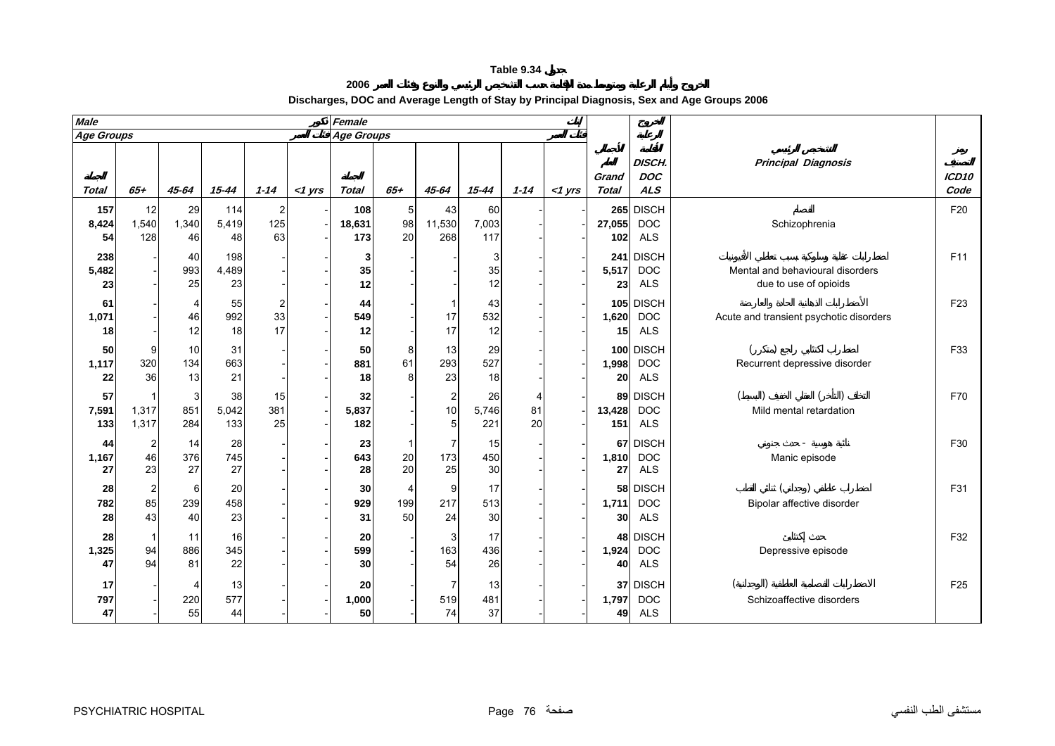**Table 9.34 جدول**

**2006 الخروج وأيام الرعاية ومتوسط مدة الإقامة حسب التشخيص الرئيسي والنوع وفئات العمر 2006**

**Discharges, DOC and Average Length of Stay by Principal Diagnosis, Sex and Age Groups 2006**

| Male ذكور | | | | | | Female إناث | | | | | | | | | |
|---|---|---|---|---|---|---|---|---|---|---|---|---|---|---|---|
| Age Groups فئات العمر | | | | | | Age Groups فئات العمر | | | | | | | | | |
| Total المجموع | 65+ | 45-64 | 15-44 | 1-14 | <1 yrs | Total المجموع | 65+ | 45-64 | 15-44 | 1-14 | <1 yrs | Grand Total المجموع الكلي | DISCH. DOC ALS الخروج أيام الرعاية متوسط الإقامة | Principal Diagnosis التشخيص الرئيسي | ICD10 Code رمز التصنيف |
| 157 | 12 | 29 | 114 | 2 | - | 108 | 5 | 43 | 60 | - | - | 265 | DISCH | الفصام | F20 |
| 8,424 | 1,540 | 1,340 | 5,419 | 125 | - | 18,631 | 98 | 11,530 | 7,003 | - | - | 27,055 | DOC | Schizophrenia | |
| 54 | 128 | 46 | 48 | 63 | - | 173 | 20 | 268 | 117 | - | - | 102 | ALS | | |
| 238 | - | 40 | 198 | - | - | 3 | - | - | 3 | - | - | 241 | DISCH | اضطرابات عقلية وسلوكية بسبب تعاطي الأفيونيات | F11 |
| 5,482 | - | 993 | 4,489 | - | - | 35 | - | - | 35 | - | - | 5,517 | DOC | Mental and behavioural disorders | |
| 23 | - | 25 | 23 | - | - | 12 | - | - | 12 | - | - | 23 | ALS | due to use of opioids | |
| 61 | - | 4 | 55 | 2 | - | 44 | - | 1 | 43 | - | - | 105 | DISCH | الأضطرابات الذهانية الحادة والعارضة | F23 |
| 1,071 | - | 46 | 992 | 33 | - | 549 | - | 17 | 532 | - | - | 1,620 | DOC | Acute and transient psychotic disorders | |
| 18 | - | 12 | 18 | 17 | - | 12 | - | 17 | 12 | - | - | 15 | ALS | | |
| 50 | 9 | 10 | 31 | - | - | 50 | 8 | 13 | 29 | - | - | 100 | DISCH | اضطراب اكتئابي راجع (متكرر) | F33 |
| 1,117 | 320 | 134 | 663 | - | - | 881 | 61 | 293 | 527 | - | - | 1,998 | DOC | Recurrent depressive disorder | |
| 22 | 36 | 13 | 21 | - | - | 18 | 8 | 23 | 18 | - | - | 20 | ALS | | |
| 57 | 1 | 3 | 38 | 15 | - | 32 | - | 2 | 26 | 4 | - | 89 | DISCH | التخلف (التأخر) العقلي الخفيف (البسيط) | F70 |
| 7,591 | 1,317 | 851 | 5,042 | 381 | - | 5,837 | - | 10 | 5,746 | 81 | - | 13,428 | DOC | Mild mental retardation | |
| 133 | 1,317 | 284 | 133 | 25 | - | 182 | - | 5 | 221 | 20 | - | 151 | ALS | | |
| 44 | 2 | 14 | 28 | - | - | 23 | 1 | 7 | 15 | - | - | 67 | DISCH | نائبة هوسية - حدث جنوني | F30 |
| 1,167 | 46 | 376 | 745 | - | - | 643 | 20 | 173 | 450 | - | - | 1,810 | DOC | Manic episode | |
| 27 | 23 | 27 | 27 | - | - | 28 | 20 | 25 | 30 | - | - | 27 | ALS | | |
| 28 | 2 | 6 | 20 | - | - | 30 | 4 | 9 | 17 | - | - | 58 | DISCH | اضطراب عاطفي (وجداني) ثنائي القطب | F31 |
| 782 | 85 | 239 | 458 | - | - | 929 | 199 | 217 | 513 | - | - | 1,711 | DOC | Bipolar affective disorder | |
| 28 | 43 | 40 | 23 | - | - | 31 | 50 | 24 | 30 | - | - | 30 | ALS | | |
| 28 | 1 | 11 | 16 | - | - | 20 | - | 3 | 17 | - | - | 48 | DISCH | حدث إكتئابي | F32 |
| 1,325 | 94 | 886 | 345 | - | - | 599 | - | 163 | 436 | - | - | 1,924 | DOC | Depressive episode | |
| 47 | 94 | 81 | 22 | - | - | 30 | - | 54 | 26 | - | - | 40 | ALS | | |
| 17 | - | 4 | 13 | - | - | 20 | - | 7 | 13 | - | - | 37 | DISCH | الاضطرابات الفصامية العاطفية (الوجدانية) | F25 |
| 797 | - | 220 | 577 | - | - | 1,000 | - | 519 | 481 | - | - | 1,797 | DOC | Schizoaffective disorders | |
| 47 | - | 55 | 44 | - | - | 50 | - | 74 | 37 | - | - | 49 | ALS | | |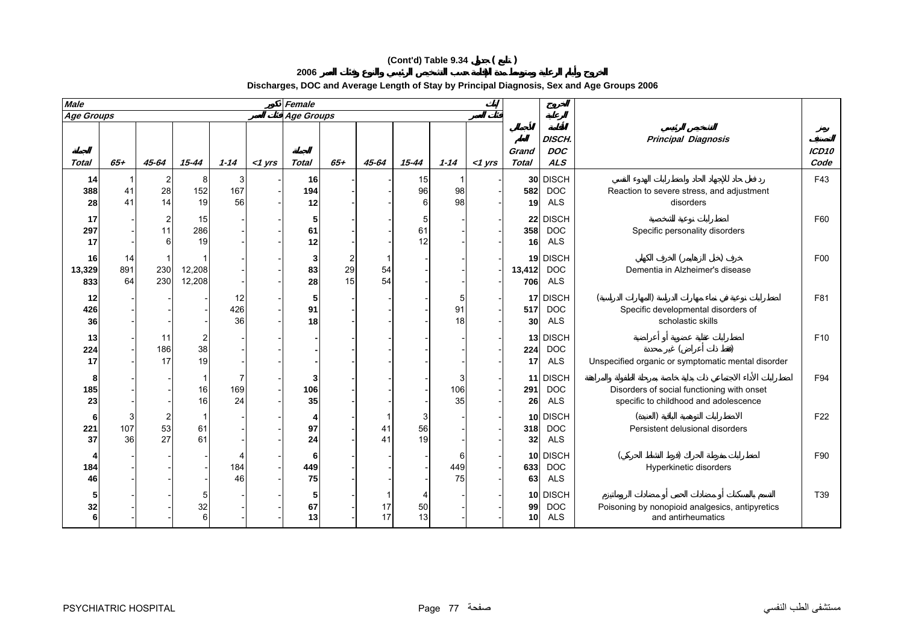# (Cont'd) Table 9.34 جدول ( تابع )

## الخروج وأيام الرعاية ومتوسط مدة الإقامة حسب التشخيص الرئيسي والنوع وفئات العمر 2006

## Discharges, DOC and Average Length of Stay by Principal Diagnosis, Sex and Age Groups 2006

| Male ذكور | | | | | | Female إناث | | | | | | | | | | |
|---|---|---|---|---|---|---|---|---|---|---|---|---|---|---|---|---|
| Age Groups فئات العمر | | | | | | Age Groups فئات العمر | | | | | | | | | | |
| الجملة Total | 65+ | 45-64 | 15-44 | 1-14 | <1 yrs | الجملة Total | 65+ | 45-64 | 15-44 | 1-14 | <1 yrs | الجملة الكلية Grand Total | الخروج أيام الرعاية متوسط الإقامة DISCH. DOC ALS | | التشخيص الرئيسي Principal Diagnosis | رمز التصنيف ICD10 Code |
| 14 | 1 | 2 | 8 | 3 | - | 16 | - | - | 15 | 1 | - | 30 | DISCH | | رد فعل حاد للإجهاد الحاد واضطرابات الهدوء النفسي | F43 |
| 388 | 41 | 28 | 152 | 167 | - | 194 | - | - | 96 | 98 | - | 582 | DOC | | Reaction to severe stress, and adjustment | |
| 28 | 41 | 14 | 19 | 56 | - | 12 | - | - | 6 | 98 | - | 19 | ALS | | disorders | |
| 17 | - | 2 | 15 | - | - | 5 | - | - | 5 | - | - | 22 | DISCH | | اضطرابات نوعية للشخصية | F60 |
| 297 | - | 11 | 286 | - | - | 61 | - | - | 61 | - | - | 358 | DOC | | Specific personality disorders | |
| 17 | - | 6 | 19 | - | - | 12 | - | - | 12 | - | - | 16 | ALS | | | |
| 16 | 14 | 1 | 1 | - | - | 3 | 2 | 1 | - | - | - | 19 | DISCH | | خرف (خلل الزهايمر) الخرف الكهلي | F00 |
| 13,329 | 891 | 230 | 12,208 | - | - | 83 | 29 | 54 | - | - | - | 13,412 | DOC | | Dementia in Alzheimer's disease | |
| 833 | 64 | 230 | 12,208 | - | - | 28 | 15 | 54 | - | - | - | 706 | ALS | | | |
| 12 | - | - | - | 12 | - | 5 | - | - | - | 5 | - | 17 | DISCH | | اضطرابات نوعية في نماء مهارات الدراسية (المهارات الدراسية) | F81 |
| 426 | - | - | - | 426 | - | 91 | - | - | - | 91 | - | 517 | DOC | | Specific developmental disorders of | |
| 36 | - | - | - | 36 | - | 18 | - | - | - | 18 | - | 30 | ALS | | scholastic skills | |
| 13 | - | 11 | 2 | - | - | - | - | - | - | - | - | 13 | DISCH | | اضطرابات عقلية عضوية أو أعراضية | F10 |
| 224 | - | 186 | 38 | - | - | - | - | - | - | - | - | 224 | DOC | | (فقط ذات أعراض) غير محددة | |
| 17 | - | 17 | 19 | - | - | - | - | - | - | - | - | 17 | ALS | | Unspecified organic or symptomatic mental disorder | |
| 8 | - | - | 1 | 7 | - | 3 | - | - | - | 3 | - | 11 | DISCH | | اضطرابات الأداء الاجتماعي ذات بداية خاصة بمرحلة الطفولة والمراهقة | F94 |
| 185 | - | - | 16 | 169 | - | 106 | - | - | - | 106 | - | 291 | DOC | | Disorders of social functioning with onset | |
| 23 | - | - | 16 | 24 | - | 35 | - | - | - | 35 | - | 26 | ALS | | specific to childhood and adolescence | |
| 6 | 3 | 2 | 1 | - | - | 4 | - | 1 | 3 | - | - | 10 | DISCH | | الاضطرابات التوهمية الباقية (العنيدة) | F22 |
| 221 | 107 | 53 | 61 | - | - | 97 | - | 41 | 56 | - | - | 318 | DOC | | Persistent delusional disorders | |
| 37 | 36 | 27 | 61 | - | - | 24 | - | 41 | 19 | - | - | 32 | ALS | | | |
| 4 | - | - | - | 4 | - | 6 | - | - | - | 6 | - | 10 | DISCH | | اضطرابات مفرطة الحراك (فرط النشاط الحركي) | F90 |
| 184 | - | - | - | 184 | - | 449 | - | - | - | 449 | - | 633 | DOC | | Hyperkinetic disorders | |
| 46 | - | - | - | 46 | - | 75 | - | - | - | 75 | - | 63 | ALS | | | |
| 5 | - | - | 5 | - | - | 5 | - | 1 | 4 | - | - | 10 | DISCH | | التسمم بالمسكنات أو مضادات الحمى أو مضادات الروماتيزم | T39 |
| 32 | - | - | 32 | - | - | 67 | - | 17 | 50 | - | - | 99 | DOC | | Poisoning by nonopioid analgesics, antipyretics | |
| 6 | - | - | 6 | - | - | 13 | - | 17 | 13 | - | - | 10 | ALS | | and antirheumatics | |

PSYCHIATRIC HOSPITAL مستشفى الطب النفسي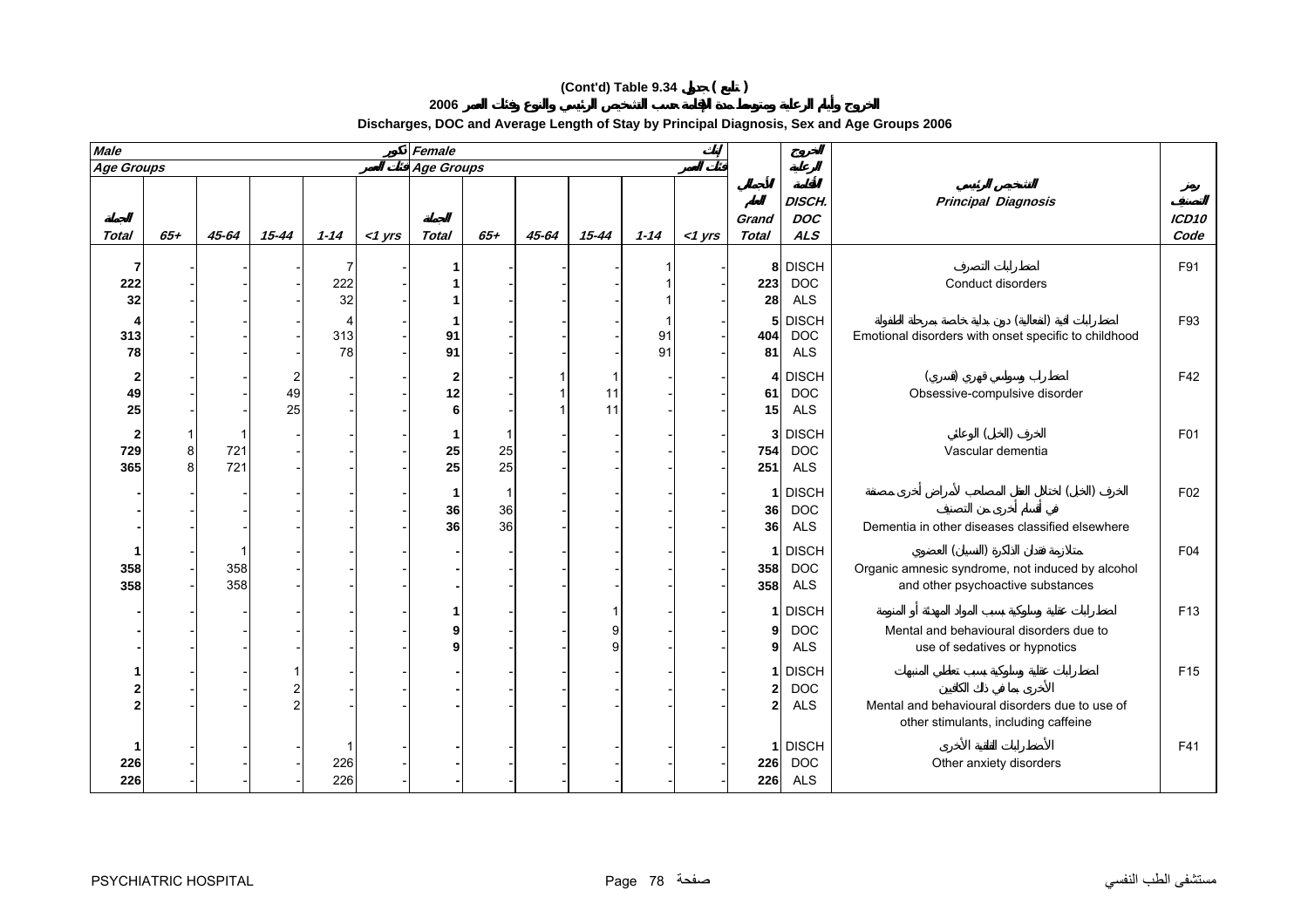# (Cont'd) Table 9.34 جدول ( تابع )

## الخروج وأيام الرعاية ومتوسط مدة الإقامة حسب التشخيص الرئيسي والنوع وفئات العمر 2006

## Discharges, DOC and Average Length of Stay by Principal Diagnosis, Sex and Age Groups 2006

| Male ذكور | | | | | | Female إناث | | | | | | | | | | |
|---|---|---|---|---|---|---|---|---|---|---|---|---|---|---|---|---|
| Age Groups فئات العمر | | | | | | Age Groups فئات العمر | | | | | | | | | | |
| Total الجملة | 65+ | 45-64 | 15-44 | 1-14 | <1 yrs | Total الجملة | 65+ | 45-64 | 15-44 | 1-14 | <1 yrs | Grand Total الجملة العامة | DISCH. DOC ALS الخروج أيام الرعاية الإقامة | التشخيص الرئيسي | Principal Diagnosis | رمز التصنيف ICD10 Code |
| 7 | - | - | - | 7 | - | 1 | - | - | - | 1 | - | 8 | DISCH | اضطرابات التصرف | Conduct disorders | F91 |
| 222 | - | - | - | 222 | - | 1 | - | - | - | 1 | - | 223 | DOC | | | |
| 32 | - | - | - | 32 | - | 1 | - | - | - | 1 | - | 28 | ALS | | | |
| 4 | - | - | - | 4 | - | 1 | - | - | - | 1 | - | 5 | DISCH | اضطرابات (انفعالية) ذات بداية خاصة بمرحلة الطفولة | Emotional disorders with onset specific to childhood | F93 |
| 313 | - | - | - | 313 | - | 91 | - | - | - | 91 | - | 404 | DOC | | | |
| 78 | - | - | - | 78 | - | 91 | - | - | - | 91 | - | 81 | ALS | | | |
| 2 | - | - | 2 | - | - | 2 | - | 1 | 1 | - | - | 4 | DISCH | اضطراب وسواسي قهري (قسري) | Obsessive-compulsive disorder | F42 |
| 49 | - | - | 49 | - | - | 12 | - | 1 | 11 | - | - | 61 | DOC | | | |
| 25 | - | - | 25 | - | - | 6 | - | 1 | 11 | - | - | 15 | ALS | | | |
| 2 | 1 | 1 | - | - | - | 1 | 1 | - | - | - | - | 3 | DISCH | الخرف (الخبل) الوعائي | Vascular dementia | F01 |
| 729 | 8 | 721 | - | - | - | 25 | 25 | - | - | - | - | 754 | DOC | | | |
| 365 | 8 | 721 | - | - | - | 25 | 25 | - | - | - | - | 251 | ALS | | | |
| - | - | - | - | - | - | 1 | 1 | - | - | - | - | 1 | DISCH | الخرف (الخبل) لاختلال العقل المصاحب لأمراض أخرى مصنفة في أقسام أخرى من التصنيف | Dementia in other diseases classified elsewhere | F02 |
| - | - | - | - | - | - | 36 | 36 | - | - | - | - | 36 | DOC | | | |
| - | - | - | - | - | - | 36 | 36 | - | - | - | - | 36 | ALS | | | |
| 1 | - | 1 | - | - | - | - | - | - | - | - | - | 1 | DISCH | متلازمة فقدان الذاكرة (النسيان) العضوي | Organic amnesic syndrome, not induced by alcohol and other psychoactive substances | F04 |
| 358 | - | 358 | - | - | - | - | - | - | - | - | - | 358 | DOC | | | |
| 358 | - | 358 | - | - | - | - | - | - | - | - | - | 358 | ALS | | | |
| - | - | - | - | - | - | 1 | - | - | 1 | - | - | 1 | DISCH | اضطرابات عقلية وسلوكية بسبب المواد المهدئة أو المنومة | Mental and behavioural disorders due to use of sedatives or hypnotics | F13 |
| - | - | - | - | - | - | 9 | - | - | 9 | - | - | 9 | DOC | | | |
| - | - | - | - | - | - | 9 | - | - | 9 | - | - | 9 | ALS | | | |
| 1 | - | - | 1 | - | - | - | - | - | - | - | - | 1 | DISCH | اضطرابات عقلية وسلوكية بسبب تعاطي المنبهات الأخرى بما في ذلك الكافيين | Mental and behavioural disorders due to use of other stimulants, including caffeine | F15 |
| 2 | - | - | 2 | - | - | - | - | - | - | - | - | 2 | DOC | | | |
| 2 | - | - | 2 | - | - | - | - | - | - | - | - | 2 | ALS | | | |
| 1 | - | - | - | 1 | - | - | - | - | - | - | - | 1 | DISCH | الأضطرابات القلقية الأخرى | Other anxiety disorders | F41 |
| 226 | - | - | - | 226 | - | - | - | - | - | - | - | 226 | DOC | | | |
| 226 | - | - | - | 226 | - | - | - | - | - | - | - | 226 | ALS | | | |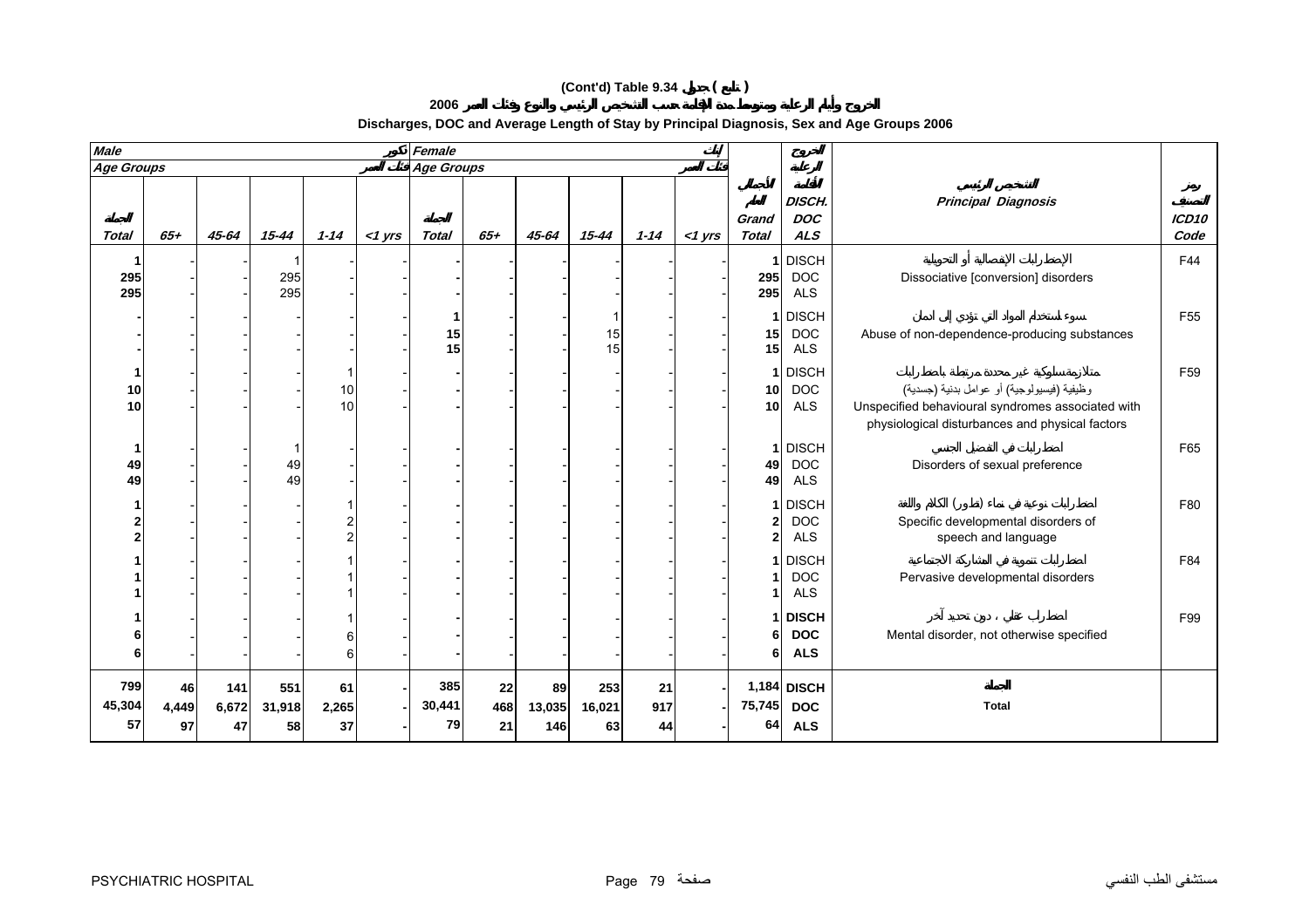**(Cont'd) Table 9.34 جدول ( تابع )**

**الخروج وأيام الرعاية ومتوسط مدة الإقامة حسب التشخيص الرئيسي والنوع وفئات العمر 2006**

**Discharges, DOC and Average Length of Stay by Principal Diagnosis, Sex and Age Groups 2006**

| Male ذكور | | | | | | Female إناث | | | | | | | | | |
|---|---|---|---|---|---|---|---|---|---|---|---|---|---|---|---|
| Age Groups فئات العمر | | | | | | Age Groups فئات العمر | | | | | | | | | |
| Total الجملة | 65+ | 45-64 | 15-44 | 1-14 | <1 yrs | Total الجملة | 65+ | 45-64 | 15-44 | 1-14 | <1 yrs | Grand Total الجملة الكلية | DISCH. DOC ALS الخروج أيام الرعاية متوسط الإقامة | Principal Diagnosis التشخيص الرئيسي | ICD10 Code رمز التصنيف |
| 1 | - | - | 1 | - | - | - | - | - | - | - | - | 1 | DISCH | الإضطرابات الإنفصالية أو التحويلية | F44 |
| 295 | - | - | 295 | - | - | - | - | - | - | - | - | 295 | DOC | Dissociative [conversion] disorders | |
| 295 | - | - | 295 | - | - | - | - | - | - | - | - | 295 | ALS | | |
| - | - | - | - | - | - | 1 | - | - | 1 | - | - | 1 | DISCH | سوء استخدام المواد التي لا تؤدي إلى ادمان | F55 |
| - | - | - | - | - | - | 15 | - | - | 15 | - | - | 15 | DOC | Abuse of non-dependence-producing substances | |
| - | - | - | - | - | - | 15 | - | - | 15 | - | - | 15 | ALS | | |
| 1 | - | - | - | 1 | - | - | - | - | - | - | - | 1 | DISCH | متلازمة سلوكية غير محددة مرتبطة باضطرابات وظيفية (فيسيولوجية) أو عوامل بدنية (جسدية) | F59 |
| 10 | - | - | - | 10 | - | - | - | - | - | - | - | 10 | DOC | Unspecified behavioural syndromes associated with physiological disturbances and physical factors | |
| 10 | - | - | - | 10 | - | - | - | - | - | - | - | 10 | ALS | | |
| 1 | - | - | 1 | - | - | - | - | - | - | - | - | 1 | DISCH | اضطرابات في التفضيل الجنسي | F65 |
| 49 | - | - | 49 | - | - | - | - | - | - | - | - | 49 | DOC | Disorders of sexual preference | |
| 49 | - | - | 49 | - | - | - | - | - | - | - | - | 49 | ALS | | |
| 1 | - | - | - | 1 | - | - | - | - | - | - | - | 1 | DISCH | اضطرابات نوعية في نماء (تطور) الكلام واللغة | F80 |
| 2 | - | - | - | 2 | - | - | - | - | - | - | - | 2 | DOC | Specific developmental disorders of speech and language | |
| 2 | - | - | - | 2 | - | - | - | - | - | - | - | 2 | ALS | | |
| 1 | - | - | - | 1 | - | - | - | - | - | - | - | 1 | DISCH | اضطرابات تنموية في المشاركة الاجتماعية | F84 |
| 1 | - | - | - | 1 | - | - | - | - | - | - | - | 1 | DOC | Pervasive developmental disorders | |
| 1 | - | - | - | 1 | - | - | - | - | - | - | - | 1 | ALS | | |
| 1 | - | - | - | 1 | - | - | - | - | - | - | - | 1 | DISCH | اضطراب عقلي ، دون تحديد آخر | F99 |
| 6 | - | - | - | 6 | - | - | - | - | - | - | - | 6 | DOC | Mental disorder, not otherwise specified | |
| 6 | - | - | - | 6 | - | - | - | - | - | - | - | 6 | ALS | | |
| 799 | 46 | 141 | 551 | 61 | - | 385 | 22 | 89 | 253 | 21 | - | 1,184 | DISCH | الجملة | |
| 45,304 | 4,449 | 6,672 | 31,918 | 2,265 | - | 30,441 | 468 | 13,035 | 16,021 | 917 | - | 75,745 | DOC | Total | |
| 57 | 97 | 47 | 58 | 37 | - | 79 | 21 | 146 | 63 | 44 | - | 64 | ALS | | |

PSYCHIATRIC HOSPITAL مستشفى الطب النفسي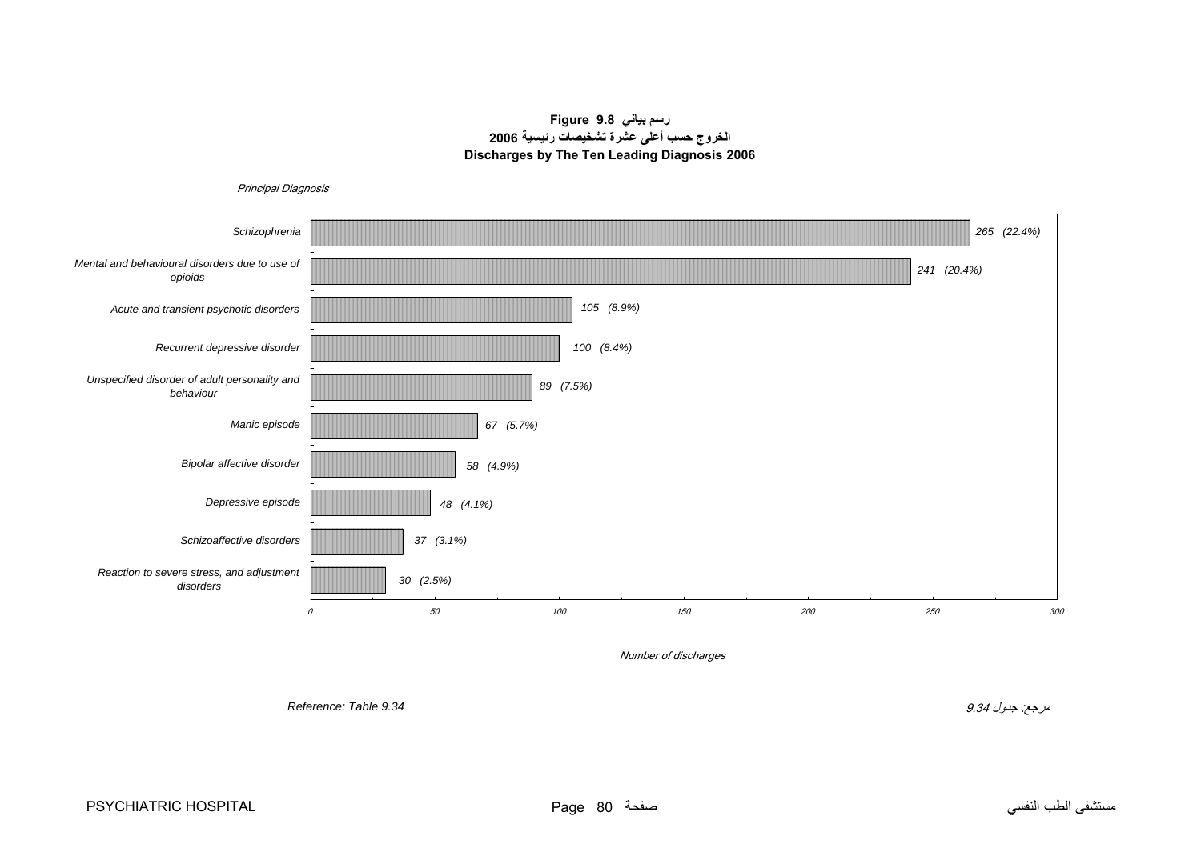**Figure 9.8 رسم بياني**

**الخروج حسب أعلى عشرة تشخيصات رئيسية 2006**

**Discharges by The Ten Leading Diagnosis 2006**

| Principal Diagnosis | Number of discharges |
|---|---|
| Schizophrenia | 265 (22.4%) |
| Mental and behavioural disorders due to use of opioids | 241 (20.4%) |
| Acute and transient psychotic disorders | 105 (8.9%) |
| Recurrent depressive disorder | 100 (8.4%) |
| Unspecified disorder of adult personality and behaviour | 89 (7.5%) |
| Manic episode | 67 (5.7%) |
| Bipolar affective disorder | 58 (4.9%) |
| Depressive episode | 48 (4.1%) |
| Schizoaffective disorders | 37 (3.1%) |
| Reaction to severe stress, and adjustment disorders | 30 (2.5%) |

*Reference: Table 9.34* — *مرجع: جدول 9.34*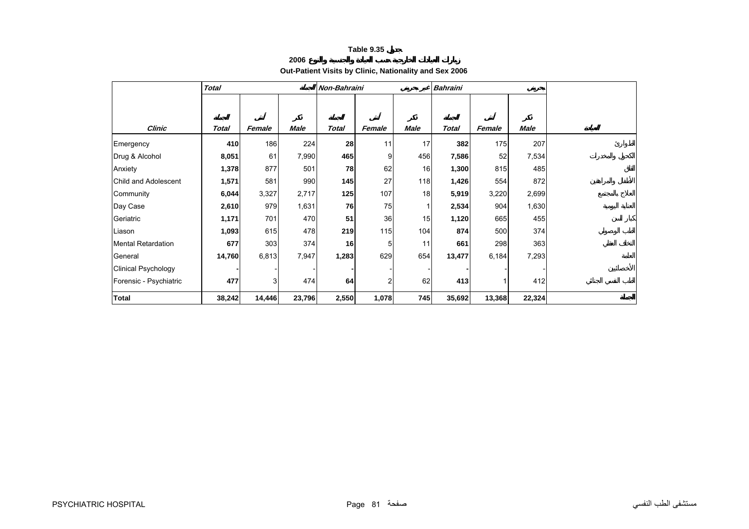**Table 9.35 جدول**

**زيارات العيادات الخارجية حسب العيادة والجنسية والنوع 2006**

**Out-Patient Visits by Clinic, Nationality and Sex 2006**

| | Total | | الجملة | Non-Bahraini | | غير بحريني | Bahraini | | بحريني | |
|---|---|---|---|---|---|---|---|---|---|---|
| Clinic | الجملة Total | أنثى Female | ذكر Male | الجملة Total | أنثى Female | ذكر Male | الجملة Total | أنثى Female | ذكر Male | العيادة |
| Emergency | **410** | 186 | 224 | **28** | 11 | 17 | **382** | 175 | 207 | الطوارئ |
| Drug & Alcohol | **8,051** | 61 | 7,990 | **465** | 9 | 456 | **7,586** | 52 | 7,534 | الكحول والمخدرات |
| Anxiety | **1,378** | 877 | 501 | **78** | 62 | 16 | **1,300** | 815 | 485 | القلق |
| Child and Adolescent | **1,571** | 581 | 990 | **145** | 27 | 118 | **1,426** | 554 | 872 | الأطفال والمراهقين |
| Community | **6,044** | 3,327 | 2,717 | **125** | 107 | 18 | **5,919** | 3,220 | 2,699 | العلاج بالمجتمع |
| Day Case | **2,610** | 979 | 1,631 | **76** | 75 | 1 | **2,534** | 904 | 1,630 | العناية اليومية |
| Geriatric | **1,171** | 701 | 470 | **51** | 36 | 15 | **1,120** | 665 | 455 | كبار السن |
| Liason | **1,093** | 615 | 478 | **219** | 115 | 104 | **874** | 500 | 374 | الطب الوصولي |
| Mental Retardation | **677** | 303 | 374 | **16** | 5 | 11 | **661** | 298 | 363 | التخلف العقلي |
| General | **14,760** | 6,813 | 7,947 | **1,283** | 629 | 654 | **13,477** | 6,184 | 7,293 | العامة |
| Clinical Psychology | **-** | - | - | **-** | - | - | **-** | - | - | الأخصائيين |
| Forensic - Psychiatric | **477** | 3 | 474 | **64** | 2 | 62 | **413** | 1 | 412 | الطب النفسي الجنائي |
| **Total** | **38,242** | **14,446** | **23,796** | **2,550** | **1,078** | **745** | **35,692** | **13,368** | **22,324** | **الجملة** |